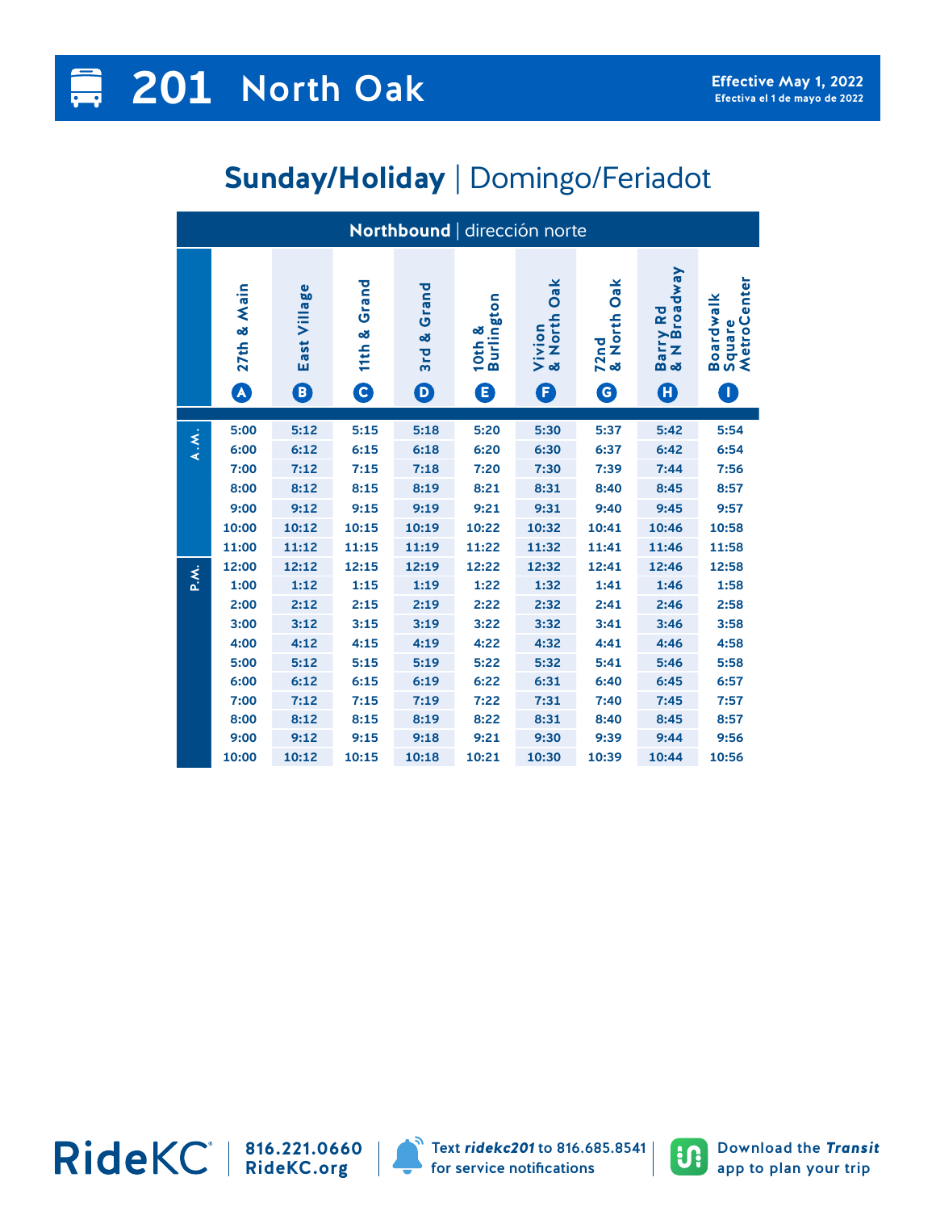# 201 North Oak

**Effective May 1, 2022**
Efectiva el 1 de mayo de 2022

## Sunday/Holiday | Domingo/Feriadot

**Northbound** | dirección norte

| | 27th & Main (A) | East Village (B) | 11th & Grand (C) | 3rd & Grand (D) | 10th & Burlington (E) | Vivion & North Oak (F) | 72nd & North Oak (G) | Barry Rd & N Broadway (H) | Boardwalk Square MetroCenter (I) |
|---|---|---|---|---|---|---|---|---|---|
| A.M. | 5:00 | 5:12 | 5:15 | 5:18 | 5:20 | 5:30 | 5:37 | 5:42 | 5:54 |
| | 6:00 | 6:12 | 6:15 | 6:18 | 6:20 | 6:30 | 6:37 | 6:42 | 6:54 |
| | 7:00 | 7:12 | 7:15 | 7:18 | 7:20 | 7:30 | 7:39 | 7:44 | 7:56 |
| | 8:00 | 8:12 | 8:15 | 8:19 | 8:21 | 8:31 | 8:40 | 8:45 | 8:57 |
| | 9:00 | 9:12 | 9:15 | 9:19 | 9:21 | 9:31 | 9:40 | 9:45 | 9:57 |
| | 10:00 | 10:12 | 10:15 | 10:19 | 10:22 | 10:32 | 10:41 | 10:46 | 10:58 |
| | 11:00 | 11:12 | 11:15 | 11:19 | 11:22 | 11:32 | 11:41 | 11:46 | 11:58 |
| P.M. | 12:00 | 12:12 | 12:15 | 12:19 | 12:22 | 12:32 | 12:41 | 12:46 | 12:58 |
| | 1:00 | 1:12 | 1:15 | 1:19 | 1:22 | 1:32 | 1:41 | 1:46 | 1:58 |
| | 2:00 | 2:12 | 2:15 | 2:19 | 2:22 | 2:32 | 2:41 | 2:46 | 2:58 |
| | 3:00 | 3:12 | 3:15 | 3:19 | 3:22 | 3:32 | 3:41 | 3:46 | 3:58 |
| | 4:00 | 4:12 | 4:15 | 4:19 | 4:22 | 4:32 | 4:41 | 4:46 | 4:58 |
| | 5:00 | 5:12 | 5:15 | 5:19 | 5:22 | 5:32 | 5:41 | 5:46 | 5:58 |
| | 6:00 | 6:12 | 6:15 | 6:19 | 6:22 | 6:31 | 6:40 | 6:45 | 6:57 |
| | 7:00 | 7:12 | 7:15 | 7:19 | 7:22 | 7:31 | 7:40 | 7:45 | 7:57 |
| | 8:00 | 8:12 | 8:15 | 8:19 | 8:22 | 8:31 | 8:40 | 8:45 | 8:57 |
| | 9:00 | 9:12 | 9:15 | 9:18 | 9:21 | 9:30 | 9:39 | 9:44 | 9:56 |
| | 10:00 | 10:12 | 10:15 | 10:18 | 10:21 | 10:30 | 10:39 | 10:44 | 10:56 |

RideKC® | 816.221.0660 RideKC.org | Text ***ridekc201*** to 816.685.8541 for service notifications | Download the ***Transit*** app to plan your trip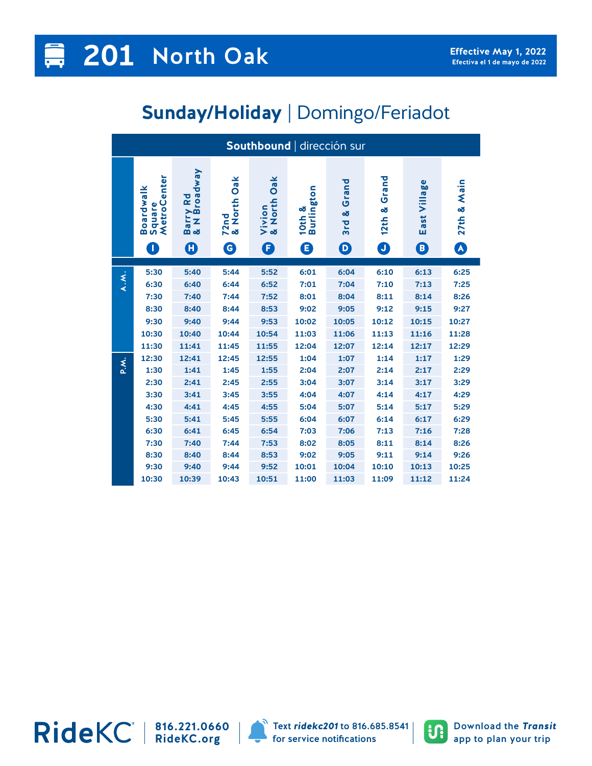# 201 North Oak

**Effective May 1, 2022**
**Efectiva el 1 de mayo de 2022**

## Sunday/Holiday | Domingo/Feriadot

**Southbound** | dirección sur

| | Boardwalk Square MetroCenter (I) | Barry Rd & N Broadway (H) | 72nd & North Oak (G) | Vivion & North Oak (F) | 10th & Burlington (E) | 3rd & Grand (D) | 12th & Grand (J) | East Village (B) | 27th & Main (A) |
|---|---|---|---|---|---|---|---|---|---|
| A.M. | 5:30 | 5:40 | 5:44 | 5:52 | 6:01 | 6:04 | 6:10 | 6:13 | 6:25 |
| | 6:30 | 6:40 | 6:44 | 6:52 | 7:01 | 7:04 | 7:10 | 7:13 | 7:25 |
| | 7:30 | 7:40 | 7:44 | 7:52 | 8:01 | 8:04 | 8:11 | 8:14 | 8:26 |
| | 8:30 | 8:40 | 8:44 | 8:53 | 9:02 | 9:05 | 9:12 | 9:15 | 9:27 |
| | 9:30 | 9:40 | 9:44 | 9:53 | 10:02 | 10:05 | 10:12 | 10:15 | 10:27 |
| | 10:30 | 10:40 | 10:44 | 10:54 | 11:03 | 11:06 | 11:13 | 11:16 | 11:28 |
| | 11:30 | 11:41 | 11:45 | 11:55 | 12:04 | 12:07 | 12:14 | 12:17 | 12:29 |
| P.M. | 12:30 | 12:41 | 12:45 | 12:55 | 1:04 | 1:07 | 1:14 | 1:17 | 1:29 |
| | 1:30 | 1:41 | 1:45 | 1:55 | 2:04 | 2:07 | 2:14 | 2:17 | 2:29 |
| | 2:30 | 2:41 | 2:45 | 2:55 | 3:04 | 3:07 | 3:14 | 3:17 | 3:29 |
| | 3:30 | 3:41 | 3:45 | 3:55 | 4:04 | 4:07 | 4:14 | 4:17 | 4:29 |
| | 4:30 | 4:41 | 4:45 | 4:55 | 5:04 | 5:07 | 5:14 | 5:17 | 5:29 |
| | 5:30 | 5:41 | 5:45 | 5:55 | 6:04 | 6:07 | 6:14 | 6:17 | 6:29 |
| | 6:30 | 6:41 | 6:45 | 6:54 | 7:03 | 7:06 | 7:13 | 7:16 | 7:28 |
| | 7:30 | 7:40 | 7:44 | 7:53 | 8:02 | 8:05 | 8:11 | 8:14 | 8:26 |
| | 8:30 | 8:40 | 8:44 | 8:53 | 9:02 | 9:05 | 9:11 | 9:14 | 9:26 |
| | 9:30 | 9:40 | 9:44 | 9:52 | 10:01 | 10:04 | 10:10 | 10:13 | 10:25 |
| | 10:30 | 10:39 | 10:43 | 10:51 | 11:00 | 11:03 | 11:09 | 11:12 | 11:24 |

RideKC® | 816.221.0660 | RideKC.org

Text ***ridekc201*** to 816.685.8541 for service notifications

Download the ***Transit*** app to plan your trip